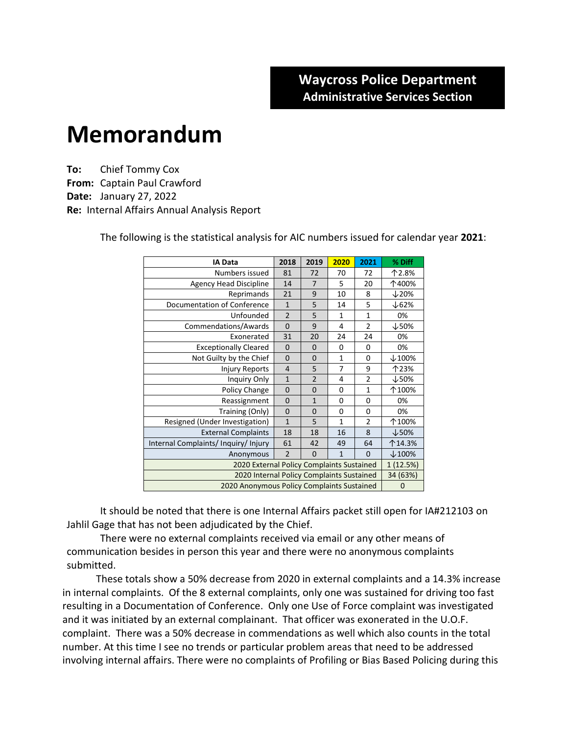**Waycross Police Department**
**Administrative Services Section**

# Memorandum

**To:** Chief Tommy Cox
**From:** Captain Paul Crawford
**Date:** January 27, 2022
**Re:** Internal Affairs Annual Analysis Report

The following is the statistical analysis for AIC numbers issued for calendar year **2021**:

| IA Data | 2018 | 2019 | 2020 | 2021 | % Diff |
|---|---|---|---|---|---|
| Numbers issued | 81 | 72 | 70 | 72 | ↑2.8% |
| Agency Head Discipline | 14 | 7 | 5 | 20 | ↑400% |
| Reprimands | 21 | 9 | 10 | 8 | ↓20% |
| Documentation of Conference | 1 | 5 | 14 | 5 | ↓62% |
| Unfounded | 2 | 5 | 1 | 1 | 0% |
| Commendations/Awards | 0 | 9 | 4 | 2 | ↓50% |
| Exonerated | 31 | 20 | 24 | 24 | 0% |
| Exceptionally Cleared | 0 | 0 | 0 | 0 | 0% |
| Not Guilty by the Chief | 0 | 0 | 1 | 0 | ↓100% |
| Injury Reports | 4 | 5 | 7 | 9 | ↑23% |
| Inquiry Only | 1 | 2 | 4 | 2 | ↓50% |
| Policy Change | 0 | 0 | 0 | 1 | ↑100% |
| Reassignment | 0 | 1 | 0 | 0 | 0% |
| Training (Only) | 0 | 0 | 0 | 0 | 0% |
| Resigned (Under Investigation) | 1 | 5 | 1 | 2 | ↑100% |
| External Complaints | 18 | 18 | 16 | 8 | ↓50% |
| Internal Complaints/ Inquiry/ Injury | 61 | 42 | 49 | 64 | ↑14.3% |
| Anonymous | 2 | 0 | 1 | 0 | ↓100% |
| 2020 External Policy Complaints Sustained | | | | | 1 (12.5%) |
| 2020 Internal Policy Complaints Sustained | | | | | 34 (63%) |
| 2020 Anonymous Policy Complaints Sustained | | | | | 0 |

It should be noted that there is one Internal Affairs packet still open for IA#212103 on Jahlil Gage that has not been adjudicated by the Chief.

There were no external complaints received via email or any other means of communication besides in person this year and there were no anonymous complaints submitted.

These totals show a 50% decrease from 2020 in external complaints and a 14.3% increase in internal complaints. Of the 8 external complaints, only one was sustained for driving too fast resulting in a Documentation of Conference. Only one Use of Force complaint was investigated and it was initiated by an external complainant. That officer was exonerated in the U.O.F. complaint. There was a 50% decrease in commendations as well which also counts in the total number. At this time I see no trends or particular problem areas that need to be addressed involving internal affairs. There were no complaints of Profiling or Bias Based Policing during this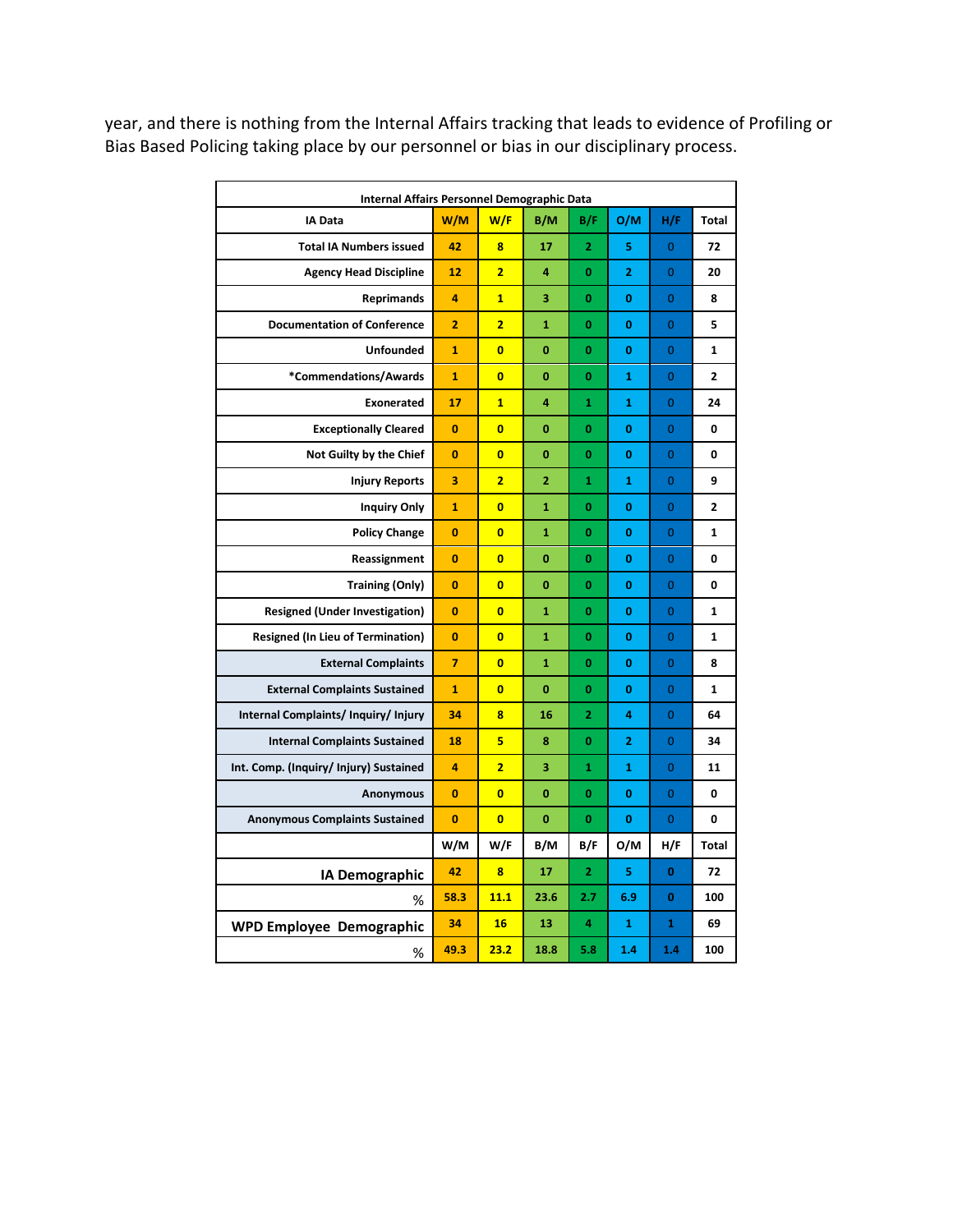year, and there is nothing from the Internal Affairs tracking that leads to evidence of Profiling or Bias Based Policing taking place by our personnel or bias in our disciplinary process.

| Internal Affairs Personnel Demographic Data | | | | | | | |
|---|---|---|---|---|---|---|---|
| **IA Data** | **W/M** | **W/F** | **B/M** | **B/F** | **O/M** | **H/F** | **Total** |
| **Total IA Numbers issued** | 42 | 8 | 17 | 2 | 5 | 0 | 72 |
| **Agency Head Discipline** | 12 | 2 | 4 | 0 | 2 | 0 | 20 |
| **Reprimands** | 4 | 1 | 3 | 0 | 0 | 0 | 8 |
| **Documentation of Conference** | 2 | 2 | 1 | 0 | 0 | 0 | 5 |
| **Unfounded** | 1 | 0 | 0 | 0 | 0 | 0 | 1 |
| ***Commendations/Awards** | 1 | 0 | 0 | 0 | 1 | 0 | 2 |
| **Exonerated** | 17 | 1 | 4 | 1 | 1 | 0 | 24 |
| **Exceptionally Cleared** | 0 | 0 | 0 | 0 | 0 | 0 | 0 |
| **Not Guilty by the Chief** | 0 | 0 | 0 | 0 | 0 | 0 | 0 |
| **Injury Reports** | 3 | 2 | 2 | 1 | 1 | 0 | 9 |
| **Inquiry Only** | 1 | 0 | 1 | 0 | 0 | 0 | 2 |
| **Policy Change** | 0 | 0 | 1 | 0 | 0 | 0 | 1 |
| **Reassignment** | 0 | 0 | 0 | 0 | 0 | 0 | 0 |
| **Training (Only)** | 0 | 0 | 0 | 0 | 0 | 0 | 0 |
| **Resigned (Under Investigation)** | 0 | 0 | 1 | 0 | 0 | 0 | 1 |
| **Resigned (In Lieu of Termination)** | 0 | 0 | 1 | 0 | 0 | 0 | 1 |
| **External Complaints** | 7 | 0 | 1 | 0 | 0 | 0 | 8 |
| **External Complaints Sustained** | 1 | 0 | 0 | 0 | 0 | 0 | 1 |
| **Internal Complaints/ Inquiry/ Injury** | 34 | 8 | 16 | 2 | 4 | 0 | 64 |
| **Internal Complaints Sustained** | 18 | 5 | 8 | 0 | 2 | 0 | 34 |
| **Int. Comp. (Inquiry/ Injury) Sustained** | 4 | 2 | 3 | 1 | 1 | 0 | 11 |
| **Anonymous** | 0 | 0 | 0 | 0 | 0 | 0 | 0 |
| **Anonymous Complaints Sustained** | 0 | 0 | 0 | 0 | 0 | 0 | 0 |
| | **W/M** | **W/F** | **B/M** | **B/F** | **O/M** | **H/F** | **Total** |
| **IA Demographic** | 42 | 8 | 17 | 2 | 5 | 0 | 72 |
| % | 58.3 | 11.1 | 23.6 | 2.7 | 6.9 | 0 | 100 |
| **WPD Employee Demographic** | 34 | 16 | 13 | 4 | 1 | 1 | 69 |
| % | 49.3 | 23.2 | 18.8 | 5.8 | 1.4 | 1.4 | 100 |